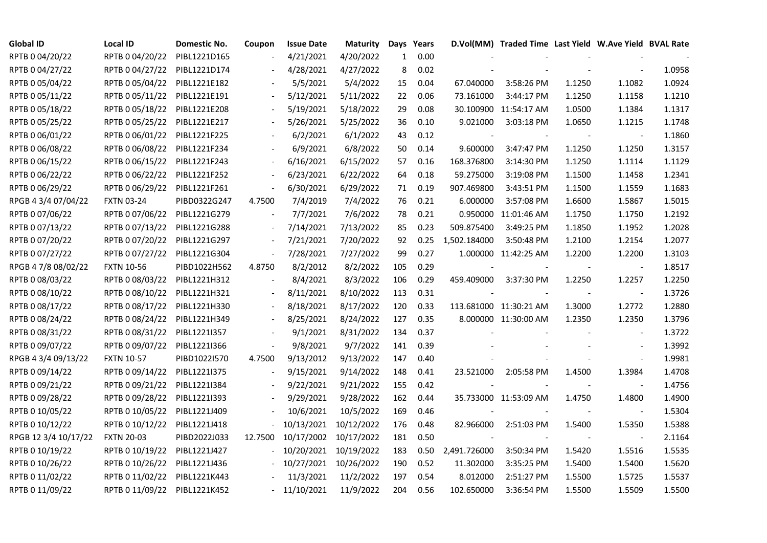| Global ID | Local ID | Domestic No. | Coupon | Issue Date | Maturity | Days | Years | D.Vol(MM) | Traded Time | Last Yield | W.Ave Yield | BVAL Rate |
|---|---|---|---|---|---|---|---|---|---|---|---|---|
| RPTB 0 04/20/22 | RPTB 0 04/20/22 | PIBL1221D165 | - | 4/21/2021 | 4/20/2022 | 1 | 0.00 | - | - | - | - | - |
| RPTB 0 04/27/22 | RPTB 0 04/27/22 | PIBL1221D174 | - | 4/28/2021 | 4/27/2022 | 8 | 0.02 | - | - | - | - | 1.0958 |
| RPTB 0 05/04/22 | RPTB 0 05/04/22 | PIBL1221E182 | - | 5/5/2021 | 5/4/2022 | 15 | 0.04 | 67.040000 | 3:58:26 PM | 1.1250 | 1.1082 | 1.0924 |
| RPTB 0 05/11/22 | RPTB 0 05/11/22 | PIBL1221E191 | - | 5/12/2021 | 5/11/2022 | 22 | 0.06 | 73.161000 | 3:44:17 PM | 1.1250 | 1.1158 | 1.1210 |
| RPTB 0 05/18/22 | RPTB 0 05/18/22 | PIBL1221E208 | - | 5/19/2021 | 5/18/2022 | 29 | 0.08 | 30.100900 | 11:54:17 AM | 1.0500 | 1.1384 | 1.1317 |
| RPTB 0 05/25/22 | RPTB 0 05/25/22 | PIBL1221E217 | - | 5/26/2021 | 5/25/2022 | 36 | 0.10 | 9.021000 | 3:03:18 PM | 1.0650 | 1.1215 | 1.1748 |
| RPTB 0 06/01/22 | RPTB 0 06/01/22 | PIBL1221F225 | - | 6/2/2021 | 6/1/2022 | 43 | 0.12 | - | - | - | - | 1.1860 |
| RPTB 0 06/08/22 | RPTB 0 06/08/22 | PIBL1221F234 | - | 6/9/2021 | 6/8/2022 | 50 | 0.14 | 9.600000 | 3:47:47 PM | 1.1250 | 1.1250 | 1.3157 |
| RPTB 0 06/15/22 | RPTB 0 06/15/22 | PIBL1221F243 | - | 6/16/2021 | 6/15/2022 | 57 | 0.16 | 168.376800 | 3:14:30 PM | 1.1250 | 1.1114 | 1.1129 |
| RPTB 0 06/22/22 | RPTB 0 06/22/22 | PIBL1221F252 | - | 6/23/2021 | 6/22/2022 | 64 | 0.18 | 59.275000 | 3:19:08 PM | 1.1500 | 1.1458 | 1.2341 |
| RPTB 0 06/29/22 | RPTB 0 06/29/22 | PIBL1221F261 | - | 6/30/2021 | 6/29/2022 | 71 | 0.19 | 907.469800 | 3:43:51 PM | 1.1500 | 1.1559 | 1.1683 |
| RPGB 4 3/4 07/04/22 | FXTN 03-24 | PIBD0322G247 | 4.7500 | 7/4/2019 | 7/4/2022 | 76 | 0.21 | 6.000000 | 3:57:08 PM | 1.6600 | 1.5867 | 1.5015 |
| RPTB 0 07/06/22 | RPTB 0 07/06/22 | PIBL1221G279 | - | 7/7/2021 | 7/6/2022 | 78 | 0.21 | 0.950000 | 11:01:46 AM | 1.1750 | 1.1750 | 1.2192 |
| RPTB 0 07/13/22 | RPTB 0 07/13/22 | PIBL1221G288 | - | 7/14/2021 | 7/13/2022 | 85 | 0.23 | 509.875400 | 3:49:25 PM | 1.1850 | 1.1952 | 1.2028 |
| RPTB 0 07/20/22 | RPTB 0 07/20/22 | PIBL1221G297 | - | 7/21/2021 | 7/20/2022 | 92 | 0.25 | 1,502.184000 | 3:50:48 PM | 1.2100 | 1.2154 | 1.2077 |
| RPTB 0 07/27/22 | RPTB 0 07/27/22 | PIBL1221G304 | - | 7/28/2021 | 7/27/2022 | 99 | 0.27 | 1.000000 | 11:42:25 AM | 1.2200 | 1.2200 | 1.3103 |
| RPGB 4 7/8 08/02/22 | FXTN 10-56 | PIBD1022H562 | 4.8750 | 8/2/2012 | 8/2/2022 | 105 | 0.29 | - | - | - | - | 1.8517 |
| RPTB 0 08/03/22 | RPTB 0 08/03/22 | PIBL1221H312 | - | 8/4/2021 | 8/3/2022 | 106 | 0.29 | 459.409000 | 3:37:30 PM | 1.2250 | 1.2257 | 1.2250 |
| RPTB 0 08/10/22 | RPTB 0 08/10/22 | PIBL1221H321 | - | 8/11/2021 | 8/10/2022 | 113 | 0.31 | - | - | - | - | 1.3726 |
| RPTB 0 08/17/22 | RPTB 0 08/17/22 | PIBL1221H330 | - | 8/18/2021 | 8/17/2022 | 120 | 0.33 | 113.681000 | 11:30:21 AM | 1.3000 | 1.2772 | 1.2880 |
| RPTB 0 08/24/22 | RPTB 0 08/24/22 | PIBL1221H349 | - | 8/25/2021 | 8/24/2022 | 127 | 0.35 | 8.000000 | 11:30:00 AM | 1.2350 | 1.2350 | 1.3796 |
| RPTB 0 08/31/22 | RPTB 0 08/31/22 | PIBL1221I357 | - | 9/1/2021 | 8/31/2022 | 134 | 0.37 | - | - | - | - | 1.3722 |
| RPTB 0 09/07/22 | RPTB 0 09/07/22 | PIBL1221I366 | - | 9/8/2021 | 9/7/2022 | 141 | 0.39 | - | - | - | - | 1.3992 |
| RPGB 4 3/4 09/13/22 | FXTN 10-57 | PIBD1022I570 | 4.7500 | 9/13/2012 | 9/13/2022 | 147 | 0.40 | - | - | - | - | 1.9981 |
| RPTB 0 09/14/22 | RPTB 0 09/14/22 | PIBL1221I375 | - | 9/15/2021 | 9/14/2022 | 148 | 0.41 | 23.521000 | 2:05:58 PM | 1.4500 | 1.3984 | 1.4708 |
| RPTB 0 09/21/22 | RPTB 0 09/21/22 | PIBL1221I384 | - | 9/22/2021 | 9/21/2022 | 155 | 0.42 | - | - | - | - | 1.4756 |
| RPTB 0 09/28/22 | RPTB 0 09/28/22 | PIBL1221I393 | - | 9/29/2021 | 9/28/2022 | 162 | 0.44 | 35.733000 | 11:53:09 AM | 1.4750 | 1.4800 | 1.4900 |
| RPTB 0 10/05/22 | RPTB 0 10/05/22 | PIBL1221J409 | - | 10/6/2021 | 10/5/2022 | 169 | 0.46 | - | - | - | - | 1.5304 |
| RPTB 0 10/12/22 | RPTB 0 10/12/22 | PIBL1221J418 | - | 10/13/2021 | 10/12/2022 | 176 | 0.48 | 82.966000 | 2:51:03 PM | 1.5400 | 1.5350 | 1.5388 |
| RPGB 12 3/4 10/17/22 | FXTN 20-03 | PIBD2022J033 | 12.7500 | 10/17/2002 | 10/17/2022 | 181 | 0.50 | - | - | - | - | 2.1164 |
| RPTB 0 10/19/22 | RPTB 0 10/19/22 | PIBL1221J427 | - | 10/20/2021 | 10/19/2022 | 183 | 0.50 | 2,491.726000 | 3:50:34 PM | 1.5420 | 1.5516 | 1.5535 |
| RPTB 0 10/26/22 | RPTB 0 10/26/22 | PIBL1221J436 | - | 10/27/2021 | 10/26/2022 | 190 | 0.52 | 11.302000 | 3:35:25 PM | 1.5400 | 1.5400 | 1.5620 |
| RPTB 0 11/02/22 | RPTB 0 11/02/22 | PIBL1221K443 | - | 11/3/2021 | 11/2/2022 | 197 | 0.54 | 8.012000 | 2:51:27 PM | 1.5500 | 1.5725 | 1.5537 |
| RPTB 0 11/09/22 | RPTB 0 11/09/22 | PIBL1221K452 | - | 11/10/2021 | 11/9/2022 | 204 | 0.56 | 102.650000 | 3:36:54 PM | 1.5500 | 1.5509 | 1.5500 |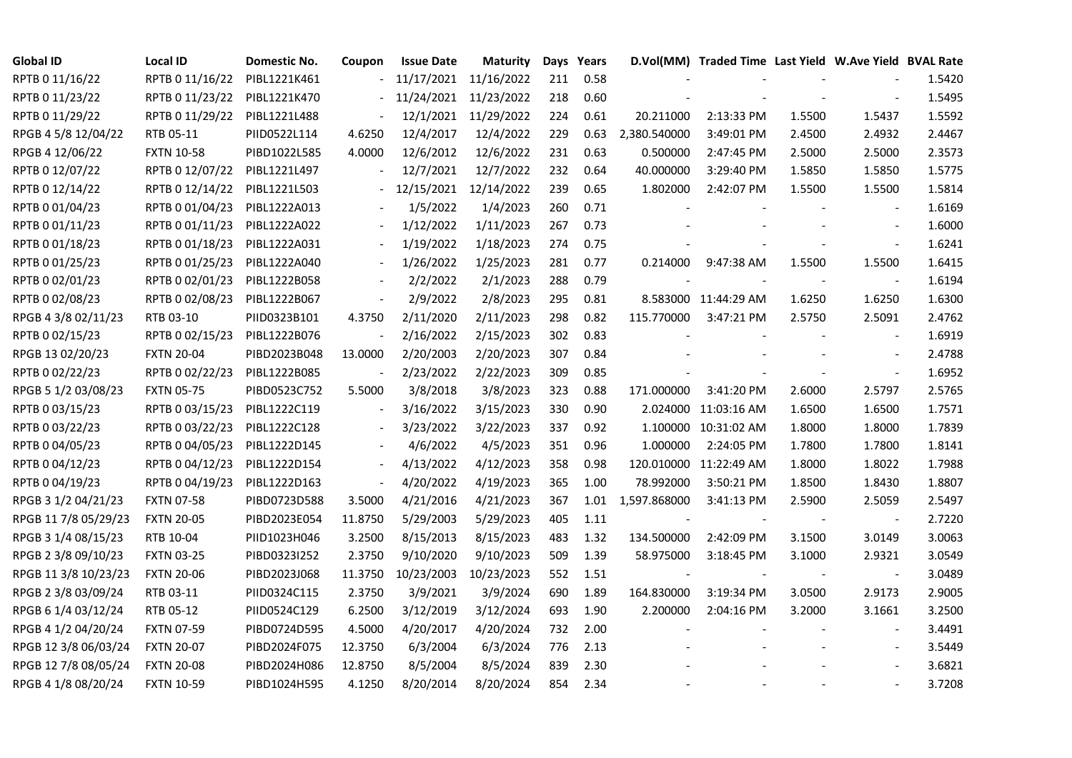| Global ID | Local ID | Domestic No. | Coupon | Issue Date | Maturity | Days | Years | D.Vol(MM) | Traded Time | Last Yield | W.Ave Yield | BVAL Rate |
|---|---|---|---|---|---|---|---|---|---|---|---|---|
| RPTB 0 11/16/22 | RPTB 0 11/16/22 | PIBL1221K461 | - | 11/17/2021 | 11/16/2022 | 211 | 0.58 | - | - | - | - | 1.5420 |
| RPTB 0 11/23/22 | RPTB 0 11/23/22 | PIBL1221K470 | - | 11/24/2021 | 11/23/2022 | 218 | 0.60 | - | - | - | - | 1.5495 |
| RPTB 0 11/29/22 | RPTB 0 11/29/22 | PIBL1221L488 | - | 12/1/2021 | 11/29/2022 | 224 | 0.61 | 20.211000 | 2:13:33 PM | 1.5500 | 1.5437 | 1.5592 |
| RPGB 4 5/8 12/04/22 | RTB 05-11 | PIID0522L114 | 4.6250 | 12/4/2017 | 12/4/2022 | 229 | 0.63 | 2,380.540000 | 3:49:01 PM | 2.4500 | 2.4932 | 2.4467 |
| RPGB 4 12/06/22 | FXTN 10-58 | PIBD1022L585 | 4.0000 | 12/6/2012 | 12/6/2022 | 231 | 0.63 | 0.500000 | 2:47:45 PM | 2.5000 | 2.5000 | 2.3573 |
| RPTB 0 12/07/22 | RPTB 0 12/07/22 | PIBL1221L497 | - | 12/7/2021 | 12/7/2022 | 232 | 0.64 | 40.000000 | 3:29:40 PM | 1.5850 | 1.5850 | 1.5775 |
| RPTB 0 12/14/22 | RPTB 0 12/14/22 | PIBL1221L503 | - | 12/15/2021 | 12/14/2022 | 239 | 0.65 | 1.802000 | 2:42:07 PM | 1.5500 | 1.5500 | 1.5814 |
| RPTB 0 01/04/23 | RPTB 0 01/04/23 | PIBL1222A013 | - | 1/5/2022 | 1/4/2023 | 260 | 0.71 | - | - | - | - | 1.6169 |
| RPTB 0 01/11/23 | RPTB 0 01/11/23 | PIBL1222A022 | - | 1/12/2022 | 1/11/2023 | 267 | 0.73 | - | - | - | - | 1.6000 |
| RPTB 0 01/18/23 | RPTB 0 01/18/23 | PIBL1222A031 | - | 1/19/2022 | 1/18/2023 | 274 | 0.75 | - | - | - | - | 1.6241 |
| RPTB 0 01/25/23 | RPTB 0 01/25/23 | PIBL1222A040 | - | 1/26/2022 | 1/25/2023 | 281 | 0.77 | 0.214000 | 9:47:38 AM | 1.5500 | 1.5500 | 1.6415 |
| RPTB 0 02/01/23 | RPTB 0 02/01/23 | PIBL1222B058 | - | 2/2/2022 | 2/1/2023 | 288 | 0.79 | - | - | - | - | 1.6194 |
| RPTB 0 02/08/23 | RPTB 0 02/08/23 | PIBL1222B067 | - | 2/9/2022 | 2/8/2023 | 295 | 0.81 | 8.583000 | 11:44:29 AM | 1.6250 | 1.6250 | 1.6300 |
| RPGB 4 3/8 02/11/23 | RTB 03-10 | PIID0323B101 | 4.3750 | 2/11/2020 | 2/11/2023 | 298 | 0.82 | 115.770000 | 3:47:21 PM | 2.5750 | 2.5091 | 2.4762 |
| RPTB 0 02/15/23 | RPTB 0 02/15/23 | PIBL1222B076 | - | 2/16/2022 | 2/15/2023 | 302 | 0.83 | - | - | - | - | 1.6919 |
| RPGB 13 02/20/23 | FXTN 20-04 | PIBD2023B048 | 13.0000 | 2/20/2003 | 2/20/2023 | 307 | 0.84 | - | - | - | - | 2.4788 |
| RPTB 0 02/22/23 | RPTB 0 02/22/23 | PIBL1222B085 | - | 2/23/2022 | 2/22/2023 | 309 | 0.85 | - | - | - | - | 1.6952 |
| RPGB 5 1/2 03/08/23 | FXTN 05-75 | PIBD0523C752 | 5.5000 | 3/8/2018 | 3/8/2023 | 323 | 0.88 | 171.000000 | 3:41:20 PM | 2.6000 | 2.5797 | 2.5765 |
| RPTB 0 03/15/23 | RPTB 0 03/15/23 | PIBL1222C119 | - | 3/16/2022 | 3/15/2023 | 330 | 0.90 | 2.024000 | 11:03:16 AM | 1.6500 | 1.6500 | 1.7571 |
| RPTB 0 03/22/23 | RPTB 0 03/22/23 | PIBL1222C128 | - | 3/23/2022 | 3/22/2023 | 337 | 0.92 | 1.100000 | 10:31:02 AM | 1.8000 | 1.8000 | 1.7839 |
| RPTB 0 04/05/23 | RPTB 0 04/05/23 | PIBL1222D145 | - | 4/6/2022 | 4/5/2023 | 351 | 0.96 | 1.000000 | 2:24:05 PM | 1.7800 | 1.7800 | 1.8141 |
| RPTB 0 04/12/23 | RPTB 0 04/12/23 | PIBL1222D154 | - | 4/13/2022 | 4/12/2023 | 358 | 0.98 | 120.010000 | 11:22:49 AM | 1.8000 | 1.8022 | 1.7988 |
| RPTB 0 04/19/23 | RPTB 0 04/19/23 | PIBL1222D163 | - | 4/20/2022 | 4/19/2023 | 365 | 1.00 | 78.992000 | 3:50:21 PM | 1.8500 | 1.8430 | 1.8807 |
| RPGB 3 1/2 04/21/23 | FXTN 07-58 | PIBD0723D588 | 3.5000 | 4/21/2016 | 4/21/2023 | 367 | 1.01 | 1,597.868000 | 3:41:13 PM | 2.5900 | 2.5059 | 2.5497 |
| RPGB 11 7/8 05/29/23 | FXTN 20-05 | PIBD2023E054 | 11.8750 | 5/29/2003 | 5/29/2023 | 405 | 1.11 | - | - | - | - | 2.7220 |
| RPGB 3 1/4 08/15/23 | RTB 10-04 | PIID1023H046 | 3.2500 | 8/15/2013 | 8/15/2023 | 483 | 1.32 | 134.500000 | 2:42:09 PM | 3.1500 | 3.0149 | 3.0063 |
| RPGB 2 3/8 09/10/23 | FXTN 03-25 | PIBD0323I252 | 2.3750 | 9/10/2020 | 9/10/2023 | 509 | 1.39 | 58.975000 | 3:18:45 PM | 3.1000 | 2.9321 | 3.0549 |
| RPGB 11 3/8 10/23/23 | FXTN 20-06 | PIBD2023J068 | 11.3750 | 10/23/2003 | 10/23/2023 | 552 | 1.51 | - | - | - | - | 3.0489 |
| RPGB 2 3/8 03/09/24 | RTB 03-11 | PIID0324C115 | 2.3750 | 3/9/2021 | 3/9/2024 | 690 | 1.89 | 164.830000 | 3:19:34 PM | 3.0500 | 2.9173 | 2.9005 |
| RPGB 6 1/4 03/12/24 | RTB 05-12 | PIID0524C129 | 6.2500 | 3/12/2019 | 3/12/2024 | 693 | 1.90 | 2.200000 | 2:04:16 PM | 3.2000 | 3.1661 | 3.2500 |
| RPGB 4 1/2 04/20/24 | FXTN 07-59 | PIBD0724D595 | 4.5000 | 4/20/2017 | 4/20/2024 | 732 | 2.00 | - | - | - | - | 3.4491 |
| RPGB 12 3/8 06/03/24 | FXTN 20-07 | PIBD2024F075 | 12.3750 | 6/3/2004 | 6/3/2024 | 776 | 2.13 | - | - | - | - | 3.5449 |
| RPGB 12 7/8 08/05/24 | FXTN 20-08 | PIBD2024H086 | 12.8750 | 8/5/2004 | 8/5/2024 | 839 | 2.30 | - | - | - | - | 3.6821 |
| RPGB 4 1/8 08/20/24 | FXTN 10-59 | PIBD1024H595 | 4.1250 | 8/20/2014 | 8/20/2024 | 854 | 2.34 | - | - | - | - | 3.7208 |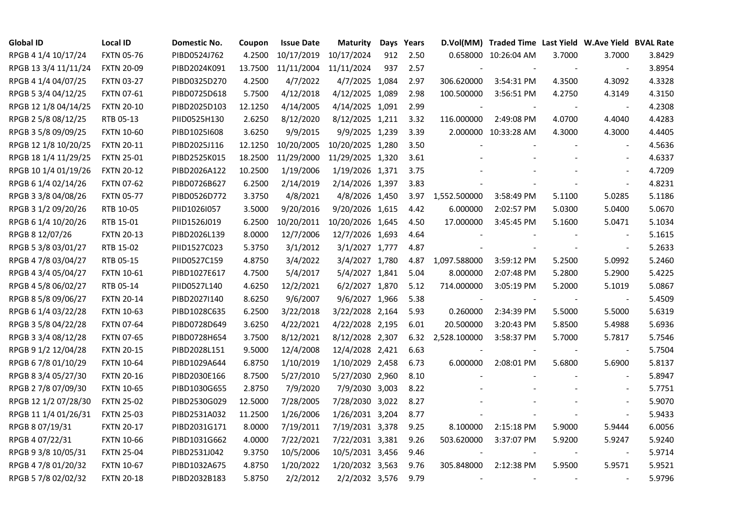| Global ID | Local ID | Domestic No. | Coupon | Issue Date | Maturity | Days | Years | D.Vol(MM) | Traded Time | Last Yield | W.Ave Yield | BVAL Rate |
|---|---|---|---|---|---|---|---|---|---|---|---|---|
| RPGB 4 1/4 10/17/24 | FXTN 05-76 | PIBD0524J762 | 4.2500 | 10/17/2019 | 10/17/2024 | 912 | 2.50 | 0.658000 | 10:26:04 AM | 3.7000 | 3.7000 | 3.8429 |
| RPGB 13 3/4 11/11/24 | FXTN 20-09 | PIBD2024K091 | 13.7500 | 11/11/2004 | 11/11/2024 | 937 | 2.57 | - | - | - | - | 3.8954 |
| RPGB 4 1/4 04/07/25 | FXTN 03-27 | PIBD0325D270 | 4.2500 | 4/7/2022 | 4/7/2025 | 1,084 | 2.97 | 306.620000 | 3:54:31 PM | 4.3500 | 4.3092 | 4.3328 |
| RPGB 5 3/4 04/12/25 | FXTN 07-61 | PIBD0725D618 | 5.7500 | 4/12/2018 | 4/12/2025 | 1,089 | 2.98 | 100.500000 | 3:56:51 PM | 4.2750 | 4.3149 | 4.3150 |
| RPGB 12 1/8 04/14/25 | FXTN 20-10 | PIBD2025D103 | 12.1250 | 4/14/2005 | 4/14/2025 | 1,091 | 2.99 | - | - | - | - | 4.2308 |
| RPGB 2 5/8 08/12/25 | RTB 05-13 | PIID0525H130 | 2.6250 | 8/12/2020 | 8/12/2025 | 1,211 | 3.32 | 116.000000 | 2:49:08 PM | 4.0700 | 4.4040 | 4.4283 |
| RPGB 3 5/8 09/09/25 | FXTN 10-60 | PIBD1025I608 | 3.6250 | 9/9/2015 | 9/9/2025 | 1,239 | 3.39 | 2.000000 | 10:33:28 AM | 4.3000 | 4.3000 | 4.4405 |
| RPGB 12 1/8 10/20/25 | FXTN 20-11 | PIBD2025J116 | 12.1250 | 10/20/2005 | 10/20/2025 | 1,280 | 3.50 | - | - | - | - | 4.5636 |
| RPGB 18 1/4 11/29/25 | FXTN 25-01 | PIBD2525K015 | 18.2500 | 11/29/2000 | 11/29/2025 | 1,320 | 3.61 | - | - | - | - | 4.6337 |
| RPGB 10 1/4 01/19/26 | FXTN 20-12 | PIBD2026A122 | 10.2500 | 1/19/2006 | 1/19/2026 | 1,371 | 3.75 | - | - | - | - | 4.7209 |
| RPGB 6 1/4 02/14/26 | FXTN 07-62 | PIBD0726B627 | 6.2500 | 2/14/2019 | 2/14/2026 | 1,397 | 3.83 | - | - | - | - | 4.8231 |
| RPGB 3 3/8 04/08/26 | FXTN 05-77 | PIBD0526D772 | 3.3750 | 4/8/2021 | 4/8/2026 | 1,450 | 3.97 | 1,552.500000 | 3:58:49 PM | 5.1100 | 5.0285 | 5.1186 |
| RPGB 3 1/2 09/20/26 | RTB 10-05 | PIID1026I057 | 3.5000 | 9/20/2016 | 9/20/2026 | 1,615 | 4.42 | 6.000000 | 2:02:57 PM | 5.0300 | 5.0400 | 5.0670 |
| RPGB 6 1/4 10/20/26 | RTB 15-01 | PIID1526J019 | 6.2500 | 10/20/2011 | 10/20/2026 | 1,645 | 4.50 | 17.000000 | 3:45:45 PM | 5.1600 | 5.0471 | 5.1034 |
| RPGB 8 12/07/26 | FXTN 20-13 | PIBD2026L139 | 8.0000 | 12/7/2006 | 12/7/2026 | 1,693 | 4.64 | - | - | - | - | 5.1615 |
| RPGB 5 3/8 03/01/27 | RTB 15-02 | PIID1527C023 | 5.3750 | 3/1/2012 | 3/1/2027 | 1,777 | 4.87 | - | - | - | - | 5.2633 |
| RPGB 4 7/8 03/04/27 | RTB 05-15 | PIID0527C159 | 4.8750 | 3/4/2022 | 3/4/2027 | 1,780 | 4.87 | 1,097.588000 | 3:59:12 PM | 5.2500 | 5.0992 | 5.2460 |
| RPGB 4 3/4 05/04/27 | FXTN 10-61 | PIBD1027E617 | 4.7500 | 5/4/2017 | 5/4/2027 | 1,841 | 5.04 | 8.000000 | 2:07:48 PM | 5.2800 | 5.2900 | 5.4225 |
| RPGB 4 5/8 06/02/27 | RTB 05-14 | PIID0527L140 | 4.6250 | 12/2/2021 | 6/2/2027 | 1,870 | 5.12 | 714.000000 | 3:05:19 PM | 5.2000 | 5.1019 | 5.0867 |
| RPGB 8 5/8 09/06/27 | FXTN 20-14 | PIBD2027I140 | 8.6250 | 9/6/2007 | 9/6/2027 | 1,966 | 5.38 | - | - | - | - | 5.4509 |
| RPGB 6 1/4 03/22/28 | FXTN 10-63 | PIBD1028C635 | 6.2500 | 3/22/2018 | 3/22/2028 | 2,164 | 5.93 | 0.260000 | 2:34:39 PM | 5.5000 | 5.5000 | 5.6319 |
| RPGB 3 5/8 04/22/28 | FXTN 07-64 | PIBD0728D649 | 3.6250 | 4/22/2021 | 4/22/2028 | 2,195 | 6.01 | 20.500000 | 3:20:43 PM | 5.8500 | 5.4988 | 5.6936 |
| RPGB 3 3/4 08/12/28 | FXTN 07-65 | PIBD0728H654 | 3.7500 | 8/12/2021 | 8/12/2028 | 2,307 | 6.32 | 2,528.100000 | 3:58:37 PM | 5.7000 | 5.7817 | 5.7546 |
| RPGB 9 1/2 12/04/28 | FXTN 20-15 | PIBD2028L151 | 9.5000 | 12/4/2008 | 12/4/2028 | 2,421 | 6.63 | - | - | - | - | 5.7504 |
| RPGB 6 7/8 01/10/29 | FXTN 10-64 | PIBD1029A644 | 6.8750 | 1/10/2019 | 1/10/2029 | 2,458 | 6.73 | 6.000000 | 2:08:01 PM | 5.6800 | 5.6900 | 5.8137 |
| RPGB 8 3/4 05/27/30 | FXTN 20-16 | PIBD2030E166 | 8.7500 | 5/27/2010 | 5/27/2030 | 2,960 | 8.10 | - | - | - | - | 5.8947 |
| RPGB 2 7/8 07/09/30 | FXTN 10-65 | PIBD1030G655 | 2.8750 | 7/9/2020 | 7/9/2030 | 3,003 | 8.22 | - | - | - | - | 5.7751 |
| RPGB 12 1/2 07/28/30 | FXTN 25-02 | PIBD2530G029 | 12.5000 | 7/28/2005 | 7/28/2030 | 3,022 | 8.27 | - | - | - | - | 5.9070 |
| RPGB 11 1/4 01/26/31 | FXTN 25-03 | PIBD2531A032 | 11.2500 | 1/26/2006 | 1/26/2031 | 3,204 | 8.77 | - | - | - | - | 5.9433 |
| RPGB 8 07/19/31 | FXTN 20-17 | PIBD2031G171 | 8.0000 | 7/19/2011 | 7/19/2031 | 3,378 | 9.25 | 8.100000 | 2:15:18 PM | 5.9000 | 5.9444 | 6.0056 |
| RPGB 4 07/22/31 | FXTN 10-66 | PIBD1031G662 | 4.0000 | 7/22/2021 | 7/22/2031 | 3,381 | 9.26 | 503.620000 | 3:37:07 PM | 5.9200 | 5.9247 | 5.9240 |
| RPGB 9 3/8 10/05/31 | FXTN 25-04 | PIBD2531J042 | 9.3750 | 10/5/2006 | 10/5/2031 | 3,456 | 9.46 | - | - | - | - | 5.9714 |
| RPGB 4 7/8 01/20/32 | FXTN 10-67 | PIBD1032A675 | 4.8750 | 1/20/2022 | 1/20/2032 | 3,563 | 9.76 | 305.848000 | 2:12:38 PM | 5.9500 | 5.9571 | 5.9521 |
| RPGB 5 7/8 02/02/32 | FXTN 20-18 | PIBD2032B183 | 5.8750 | 2/2/2012 | 2/2/2032 | 3,576 | 9.79 | - | - | - | - | 5.9796 |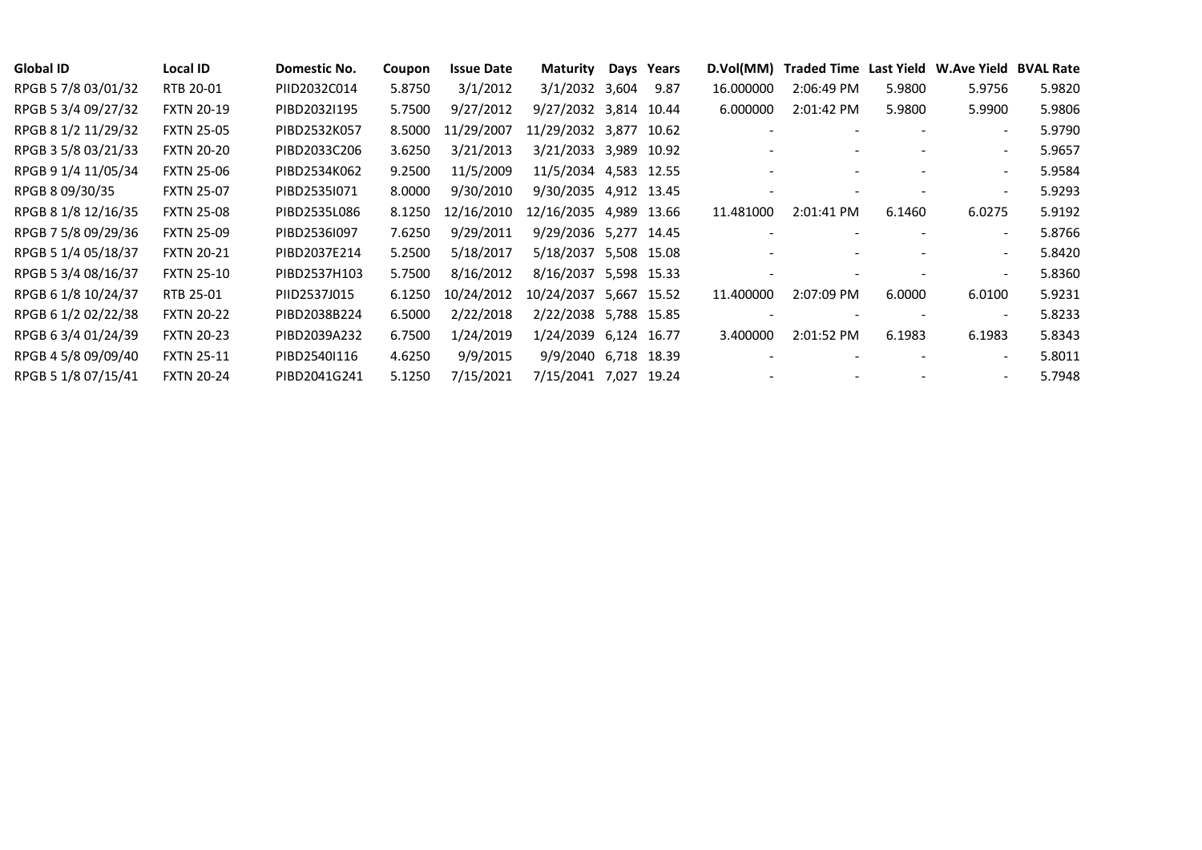| Global ID | Local ID | Domestic No. | Coupon | Issue Date | Maturity | Days | Years | D.Vol(MM) | Traded Time | Last Yield | W.Ave Yield | BVAL Rate |
|---|---|---|---|---|---|---|---|---|---|---|---|---|
| RPGB 5 7/8 03/01/32 | RTB 20-01 | PIID2032C014 | 5.8750 | 3/1/2012 | 3/1/2032 | 3,604 | 9.87 | 16.000000 | 2:06:49 PM | 5.9800 | 5.9756 | 5.9820 |
| RPGB 5 3/4 09/27/32 | FXTN 20-19 | PIBD2032I195 | 5.7500 | 9/27/2012 | 9/27/2032 | 3,814 | 10.44 | 6.000000 | 2:01:42 PM | 5.9800 | 5.9900 | 5.9806 |
| RPGB 8 1/2 11/29/32 | FXTN 25-05 | PIBD2532K057 | 8.5000 | 11/29/2007 | 11/29/2032 | 3,877 | 10.62 | - | - | - | - | 5.9790 |
| RPGB 3 5/8 03/21/33 | FXTN 20-20 | PIBD2033C206 | 3.6250 | 3/21/2013 | 3/21/2033 | 3,989 | 10.92 | - | - | - | - | 5.9657 |
| RPGB 9 1/4 11/05/34 | FXTN 25-06 | PIBD2534K062 | 9.2500 | 11/5/2009 | 11/5/2034 | 4,583 | 12.55 | - | - | - | - | 5.9584 |
| RPGB 8 09/30/35 | FXTN 25-07 | PIBD2535I071 | 8.0000 | 9/30/2010 | 9/30/2035 | 4,912 | 13.45 | - | - | - | - | 5.9293 |
| RPGB 8 1/8 12/16/35 | FXTN 25-08 | PIBD2535L086 | 8.1250 | 12/16/2010 | 12/16/2035 | 4,989 | 13.66 | 11.481000 | 2:01:41 PM | 6.1460 | 6.0275 | 5.9192 |
| RPGB 7 5/8 09/29/36 | FXTN 25-09 | PIBD2536I097 | 7.6250 | 9/29/2011 | 9/29/2036 | 5,277 | 14.45 | - | - | - | - | 5.8766 |
| RPGB 5 1/4 05/18/37 | FXTN 20-21 | PIBD2037E214 | 5.2500 | 5/18/2017 | 5/18/2037 | 5,508 | 15.08 | - | - | - | - | 5.8420 |
| RPGB 5 3/4 08/16/37 | FXTN 25-10 | PIBD2537H103 | 5.7500 | 8/16/2012 | 8/16/2037 | 5,598 | 15.33 | - | - | - | - | 5.8360 |
| RPGB 6 1/8 10/24/37 | RTB 25-01 | PIID2537J015 | 6.1250 | 10/24/2012 | 10/24/2037 | 5,667 | 15.52 | 11.400000 | 2:07:09 PM | 6.0000 | 6.0100 | 5.9231 |
| RPGB 6 1/2 02/22/38 | FXTN 20-22 | PIBD2038B224 | 6.5000 | 2/22/2018 | 2/22/2038 | 5,788 | 15.85 | - | - | - | - | 5.8233 |
| RPGB 6 3/4 01/24/39 | FXTN 20-23 | PIBD2039A232 | 6.7500 | 1/24/2019 | 1/24/2039 | 6,124 | 16.77 | 3.400000 | 2:01:52 PM | 6.1983 | 6.1983 | 5.8343 |
| RPGB 4 5/8 09/09/40 | FXTN 25-11 | PIBD2540I116 | 4.6250 | 9/9/2015 | 9/9/2040 | 6,718 | 18.39 | - | - | - | - | 5.8011 |
| RPGB 5 1/8 07/15/41 | FXTN 20-24 | PIBD2041G241 | 5.1250 | 7/15/2021 | 7/15/2041 | 7,027 | 19.24 | - | - | - | - | 5.7948 |